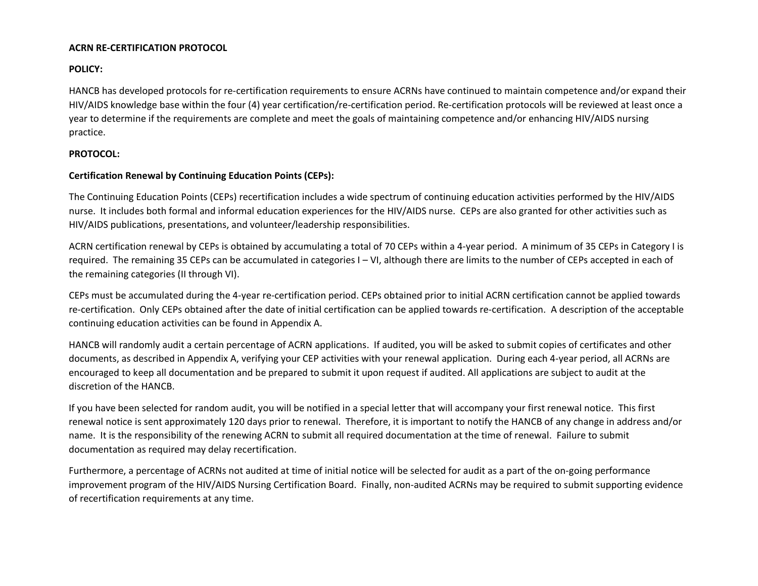**ACRN RE-CERTIFICATION PROTOCOL**

**POLICY:**

HANCB has developed protocols for re-certification requirements to ensure ACRNs have continued to maintain competence and/or expand their HIV/AIDS knowledge base within the four (4) year certification/re-certification period. Re-certification protocols will be reviewed at least once a year to determine if the requirements are complete and meet the goals of maintaining competence and/or enhancing HIV/AIDS nursing practice.

**PROTOCOL:**

**Certification Renewal by Continuing Education Points (CEPs):**

The Continuing Education Points (CEPs) recertification includes a wide spectrum of continuing education activities performed by the HIV/AIDS nurse. It includes both formal and informal education experiences for the HIV/AIDS nurse. CEPs are also granted for other activities such as HIV/AIDS publications, presentations, and volunteer/leadership responsibilities.

ACRN certification renewal by CEPs is obtained by accumulating a total of 70 CEPs within a 4-year period. A minimum of 35 CEPs in Category I is required. The remaining 35 CEPs can be accumulated in categories I – VI, although there are limits to the number of CEPs accepted in each of the remaining categories (II through VI).

CEPs must be accumulated during the 4-year re-certification period. CEPs obtained prior to initial ACRN certification cannot be applied towards re-certification. Only CEPs obtained after the date of initial certification can be applied towards re-certification. A description of the acceptable continuing education activities can be found in Appendix A.

HANCB will randomly audit a certain percentage of ACRN applications. If audited, you will be asked to submit copies of certificates and other documents, as described in Appendix A, verifying your CEP activities with your renewal application. During each 4-year period, all ACRNs are encouraged to keep all documentation and be prepared to submit it upon request if audited. All applications are subject to audit at the discretion of the HANCB.

If you have been selected for random audit, you will be notified in a special letter that will accompany your first renewal notice. This first renewal notice is sent approximately 120 days prior to renewal. Therefore, it is important to notify the HANCB of any change in address and/or name. It is the responsibility of the renewing ACRN to submit all required documentation at the time of renewal. Failure to submit documentation as required may delay recertification.

Furthermore, a percentage of ACRNs not audited at time of initial notice will be selected for audit as a part of the on-going performance improvement program of the HIV/AIDS Nursing Certification Board. Finally, non-audited ACRNs may be required to submit supporting evidence of recertification requirements at any time.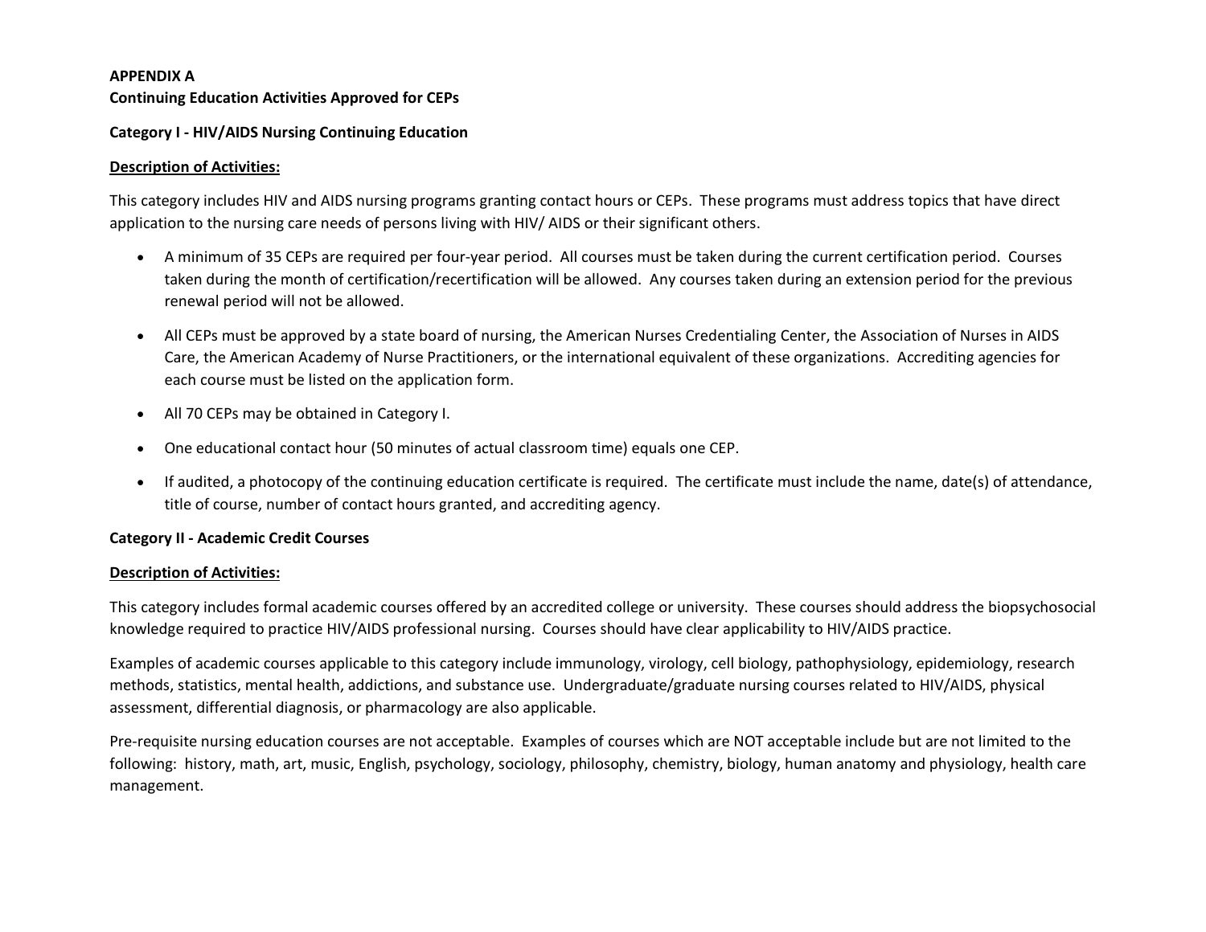**APPENDIX A**

**Continuing Education Activities Approved for CEPs**

**Category I - HIV/AIDS Nursing Continuing Education**

**Description of Activities:**

This category includes HIV and AIDS nursing programs granting contact hours or CEPs. These programs must address topics that have direct application to the nursing care needs of persons living with HIV/ AIDS or their significant others.

- A minimum of 35 CEPs are required per four-year period. All courses must be taken during the current certification period. Courses taken during the month of certification/recertification will be allowed. Any courses taken during an extension period for the previous renewal period will not be allowed.
- All CEPs must be approved by a state board of nursing, the American Nurses Credentialing Center, the Association of Nurses in AIDS Care, the American Academy of Nurse Practitioners, or the international equivalent of these organizations. Accrediting agencies for each course must be listed on the application form.
- All 70 CEPs may be obtained in Category I.
- One educational contact hour (50 minutes of actual classroom time) equals one CEP.
- If audited, a photocopy of the continuing education certificate is required. The certificate must include the name, date(s) of attendance, title of course, number of contact hours granted, and accrediting agency.

**Category II - Academic Credit Courses**

**Description of Activities:**

This category includes formal academic courses offered by an accredited college or university. These courses should address the biopsychosocial knowledge required to practice HIV/AIDS professional nursing. Courses should have clear applicability to HIV/AIDS practice.

Examples of academic courses applicable to this category include immunology, virology, cell biology, pathophysiology, epidemiology, research methods, statistics, mental health, addictions, and substance use. Undergraduate/graduate nursing courses related to HIV/AIDS, physical assessment, differential diagnosis, or pharmacology are also applicable.

Pre-requisite nursing education courses are not acceptable. Examples of courses which are NOT acceptable include but are not limited to the following: history, math, art, music, English, psychology, sociology, philosophy, chemistry, biology, human anatomy and physiology, health care management.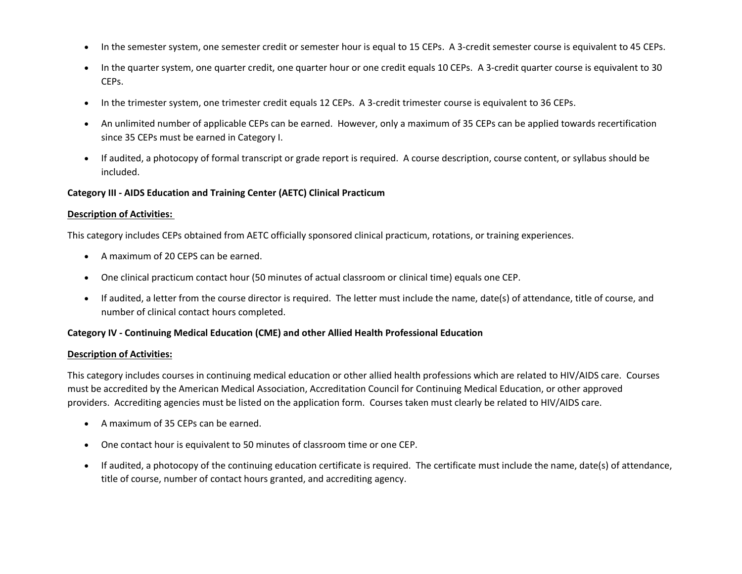- In the semester system, one semester credit or semester hour is equal to 15 CEPs. A 3-credit semester course is equivalent to 45 CEPs.
- In the quarter system, one quarter credit, one quarter hour or one credit equals 10 CEPs. A 3-credit quarter course is equivalent to 30 CEPs.
- In the trimester system, one trimester credit equals 12 CEPs. A 3-credit trimester course is equivalent to 36 CEPs.
- An unlimited number of applicable CEPs can be earned. However, only a maximum of 35 CEPs can be applied towards recertification since 35 CEPs must be earned in Category I.
- If audited, a photocopy of formal transcript or grade report is required. A course description, course content, or syllabus should be included.

**Category III - AIDS Education and Training Center (AETC) Clinical Practicum**

**<u>Description of Activities:</u>**

This category includes CEPs obtained from AETC officially sponsored clinical practicum, rotations, or training experiences.

- A maximum of 20 CEPS can be earned.
- One clinical practicum contact hour (50 minutes of actual classroom or clinical time) equals one CEP.
- If audited, a letter from the course director is required. The letter must include the name, date(s) of attendance, title of course, and number of clinical contact hours completed.

**Category IV - Continuing Medical Education (CME) and other Allied Health Professional Education**

**<u>Description of Activities:</u>**

This category includes courses in continuing medical education or other allied health professions which are related to HIV/AIDS care. Courses must be accredited by the American Medical Association, Accreditation Council for Continuing Medical Education, or other approved providers. Accrediting agencies must be listed on the application form. Courses taken must clearly be related to HIV/AIDS care.

- A maximum of 35 CEPs can be earned.
- One contact hour is equivalent to 50 minutes of classroom time or one CEP.
- If audited, a photocopy of the continuing education certificate is required. The certificate must include the name, date(s) of attendance, title of course, number of contact hours granted, and accrediting agency.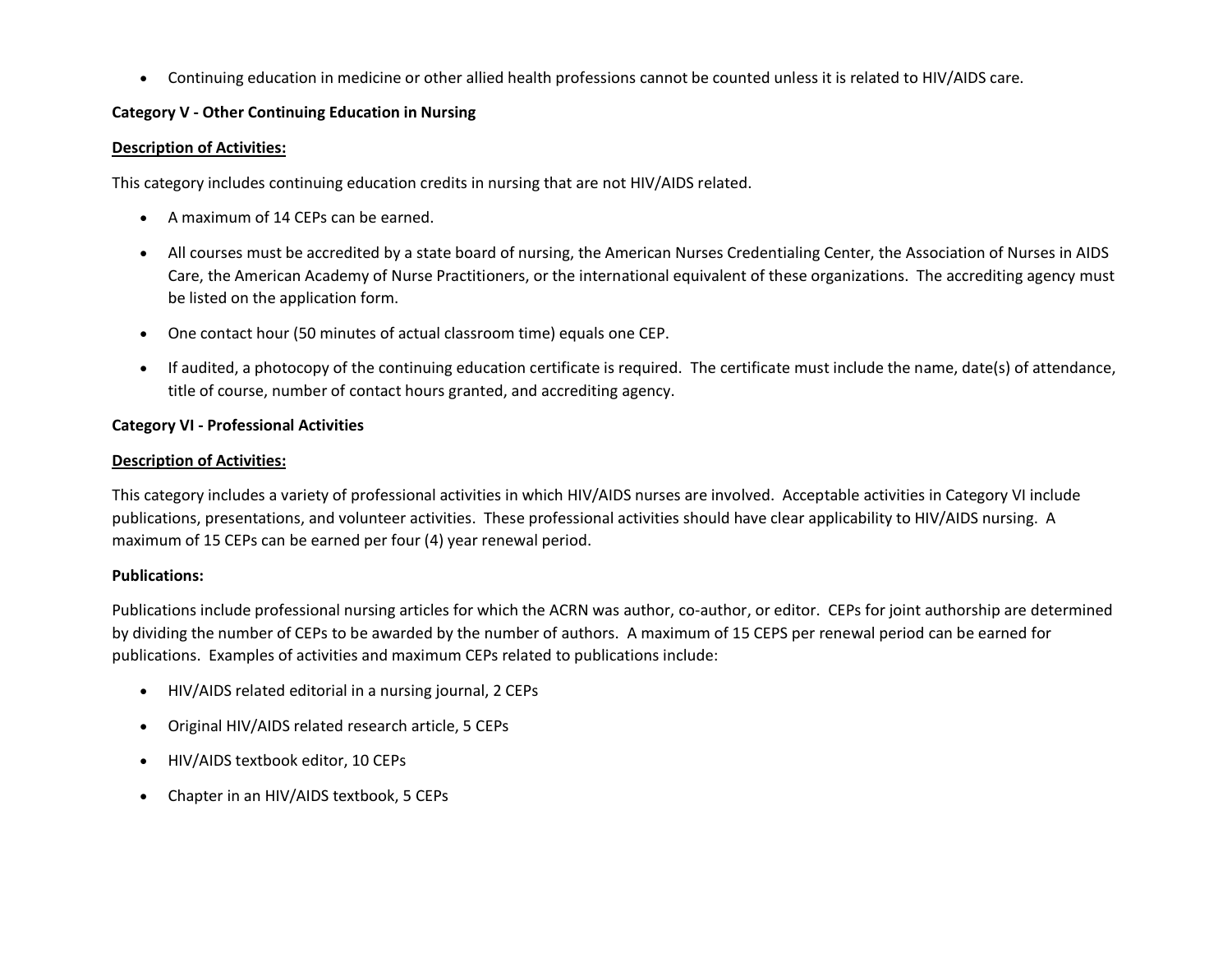- Continuing education in medicine or other allied health professions cannot be counted unless it is related to HIV/AIDS care.

**Category V - Other Continuing Education in Nursing**

**<u>Description of Activities:</u>**

This category includes continuing education credits in nursing that are not HIV/AIDS related.

- A maximum of 14 CEPs can be earned.
- All courses must be accredited by a state board of nursing, the American Nurses Credentialing Center, the Association of Nurses in AIDS Care, the American Academy of Nurse Practitioners, or the international equivalent of these organizations. The accrediting agency must be listed on the application form.
- One contact hour (50 minutes of actual classroom time) equals one CEP.
- If audited, a photocopy of the continuing education certificate is required. The certificate must include the name, date(s) of attendance, title of course, number of contact hours granted, and accrediting agency.

**Category VI - Professional Activities**

**<u>Description of Activities:</u>**

This category includes a variety of professional activities in which HIV/AIDS nurses are involved. Acceptable activities in Category VI include publications, presentations, and volunteer activities. These professional activities should have clear applicability to HIV/AIDS nursing. A maximum of 15 CEPs can be earned per four (4) year renewal period.

**Publications:**

Publications include professional nursing articles for which the ACRN was author, co-author, or editor. CEPs for joint authorship are determined by dividing the number of CEPs to be awarded by the number of authors. A maximum of 15 CEPS per renewal period can be earned for publications. Examples of activities and maximum CEPs related to publications include:

- HIV/AIDS related editorial in a nursing journal, 2 CEPs
- Original HIV/AIDS related research article, 5 CEPs
- HIV/AIDS textbook editor, 10 CEPs
- Chapter in an HIV/AIDS textbook, 5 CEPs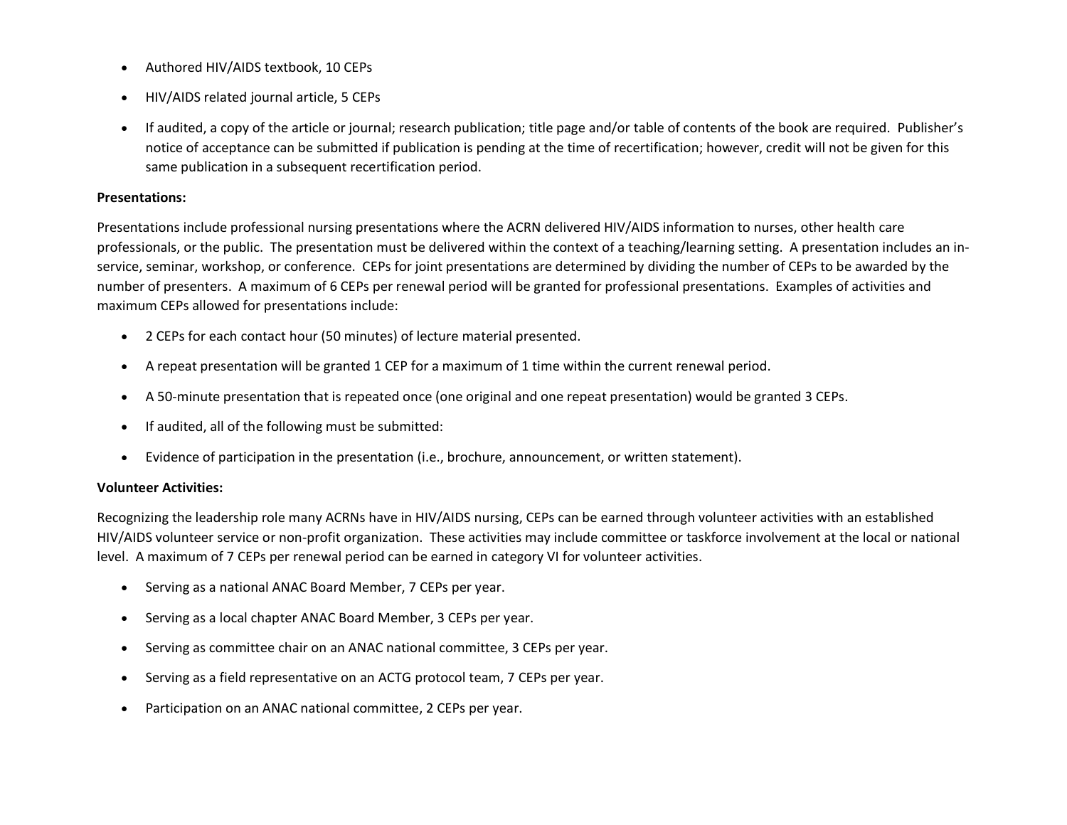- Authored HIV/AIDS textbook, 10 CEPs
- HIV/AIDS related journal article, 5 CEPs
- If audited, a copy of the article or journal; research publication; title page and/or table of contents of the book are required. Publisher's notice of acceptance can be submitted if publication is pending at the time of recertification; however, credit will not be given for this same publication in a subsequent recertification period.

**Presentations:**

Presentations include professional nursing presentations where the ACRN delivered HIV/AIDS information to nurses, other health care professionals, or the public. The presentation must be delivered within the context of a teaching/learning setting. A presentation includes an in-service, seminar, workshop, or conference. CEPs for joint presentations are determined by dividing the number of CEPs to be awarded by the number of presenters. A maximum of 6 CEPs per renewal period will be granted for professional presentations. Examples of activities and maximum CEPs allowed for presentations include:

- 2 CEPs for each contact hour (50 minutes) of lecture material presented.
- A repeat presentation will be granted 1 CEP for a maximum of 1 time within the current renewal period.
- A 50-minute presentation that is repeated once (one original and one repeat presentation) would be granted 3 CEPs.
- If audited, all of the following must be submitted:
- Evidence of participation in the presentation (i.e., brochure, announcement, or written statement).

**Volunteer Activities:**

Recognizing the leadership role many ACRNs have in HIV/AIDS nursing, CEPs can be earned through volunteer activities with an established HIV/AIDS volunteer service or non-profit organization. These activities may include committee or taskforce involvement at the local or national level. A maximum of 7 CEPs per renewal period can be earned in category VI for volunteer activities.

- Serving as a national ANAC Board Member, 7 CEPs per year.
- Serving as a local chapter ANAC Board Member, 3 CEPs per year.
- Serving as committee chair on an ANAC national committee, 3 CEPs per year.
- Serving as a field representative on an ACTG protocol team, 7 CEPs per year.
- Participation on an ANAC national committee, 2 CEPs per year.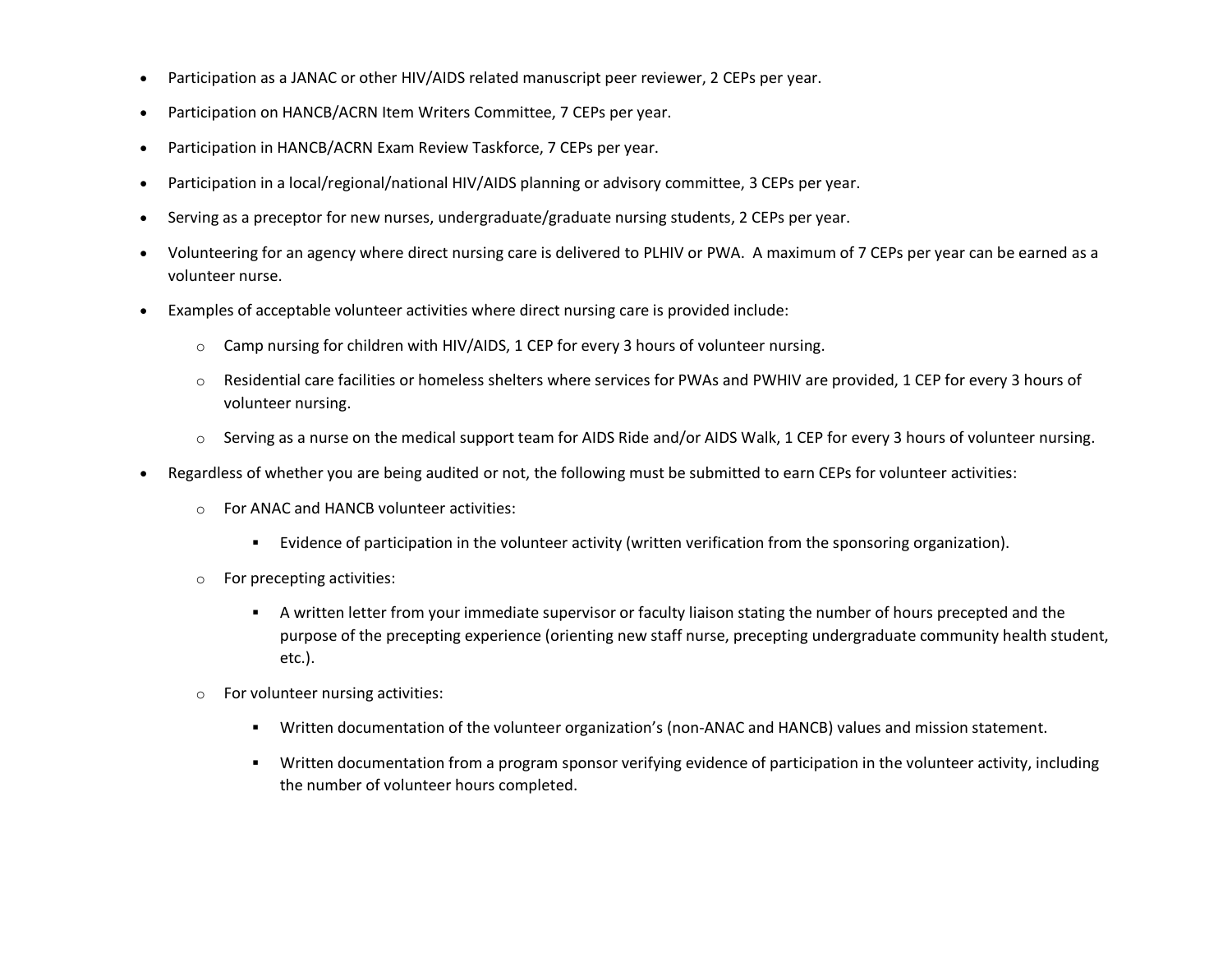- Participation as a JANAC or other HIV/AIDS related manuscript peer reviewer, 2 CEPs per year.
- Participation on HANCB/ACRN Item Writers Committee, 7 CEPs per year.
- Participation in HANCB/ACRN Exam Review Taskforce, 7 CEPs per year.
- Participation in a local/regional/national HIV/AIDS planning or advisory committee, 3 CEPs per year.
- Serving as a preceptor for new nurses, undergraduate/graduate nursing students, 2 CEPs per year.
- Volunteering for an agency where direct nursing care is delivered to PLHIV or PWA. A maximum of 7 CEPs per year can be earned as a volunteer nurse.
- Examples of acceptable volunteer activities where direct nursing care is provided include:
  - Camp nursing for children with HIV/AIDS, 1 CEP for every 3 hours of volunteer nursing.
  - Residential care facilities or homeless shelters where services for PWAs and PWHIV are provided, 1 CEP for every 3 hours of volunteer nursing.
  - Serving as a nurse on the medical support team for AIDS Ride and/or AIDS Walk, 1 CEP for every 3 hours of volunteer nursing.
- Regardless of whether you are being audited or not, the following must be submitted to earn CEPs for volunteer activities:
  - For ANAC and HANCB volunteer activities:
    - Evidence of participation in the volunteer activity (written verification from the sponsoring organization).
  - For precepting activities:
    - A written letter from your immediate supervisor or faculty liaison stating the number of hours precepted and the purpose of the precepting experience (orienting new staff nurse, precepting undergraduate community health student, etc.).
  - For volunteer nursing activities:
    - Written documentation of the volunteer organization's (non-ANAC and HANCB) values and mission statement.
    - Written documentation from a program sponsor verifying evidence of participation in the volunteer activity, including the number of volunteer hours completed.